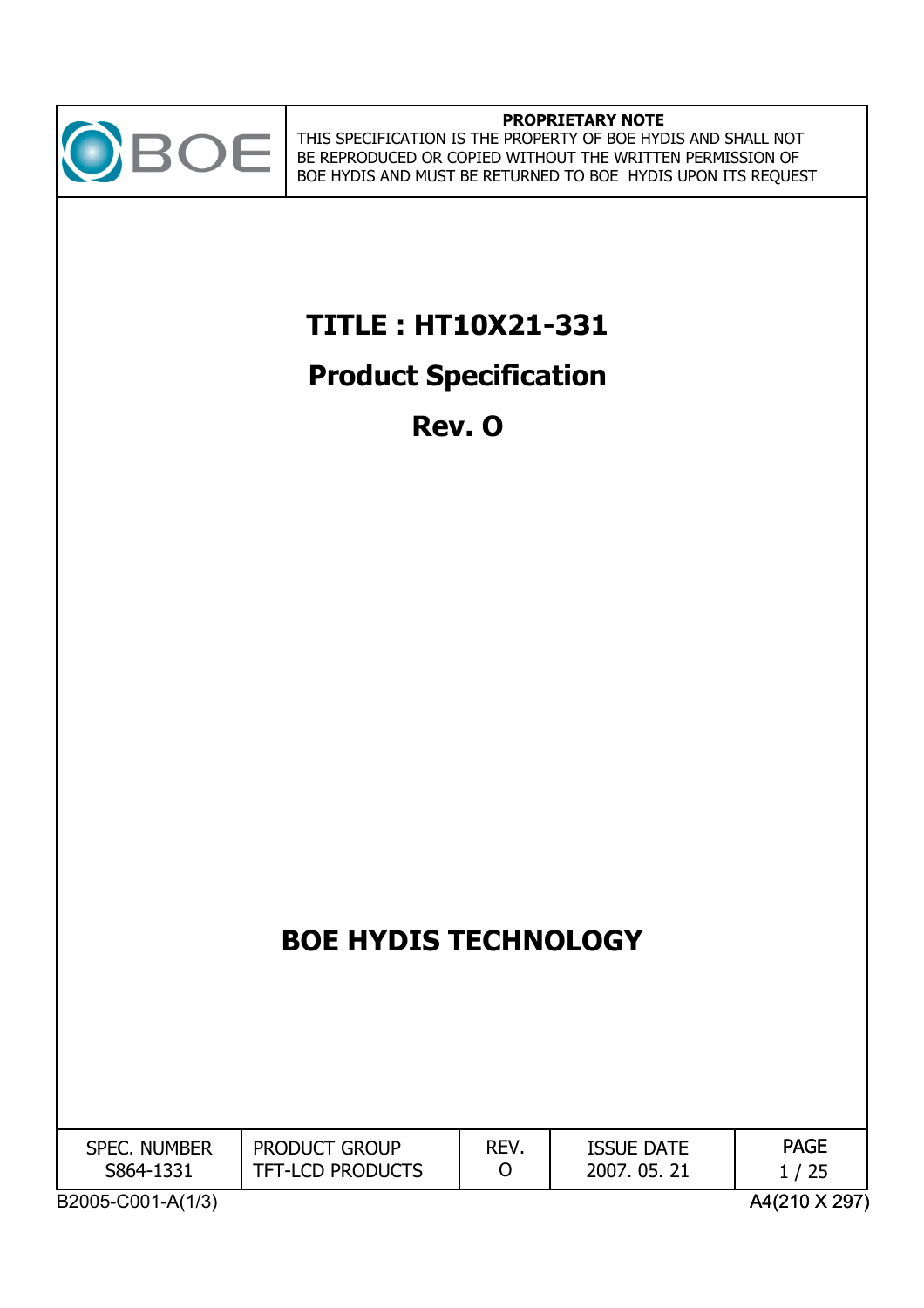| BOE | **PROPRIETARY NOTE**<br>THIS SPECIFICATION IS THE PROPERTY OF BOE HYDIS AND SHALL NOT BE REPRODUCED OR COPIED WITHOUT THE WRITTEN PERMISSION OF BOE HYDIS AND MUST BE RETURNED TO BOE HYDIS UPON ITS REQUEST |
|---|---|

# TITLE : HT10X21-331

# Product Specification

# Rev. O

# BOE HYDIS TECHNOLOGY

| SPEC. NUMBER | PRODUCT GROUP | REV. | ISSUE DATE | PAGE |
|---|---|---|---|---|
| S864-1331 | TFT-LCD PRODUCTS | O | 2007. 05. 21 | 1 / 25 |

B2005-C001-A(1/3)

A4(210 X 297)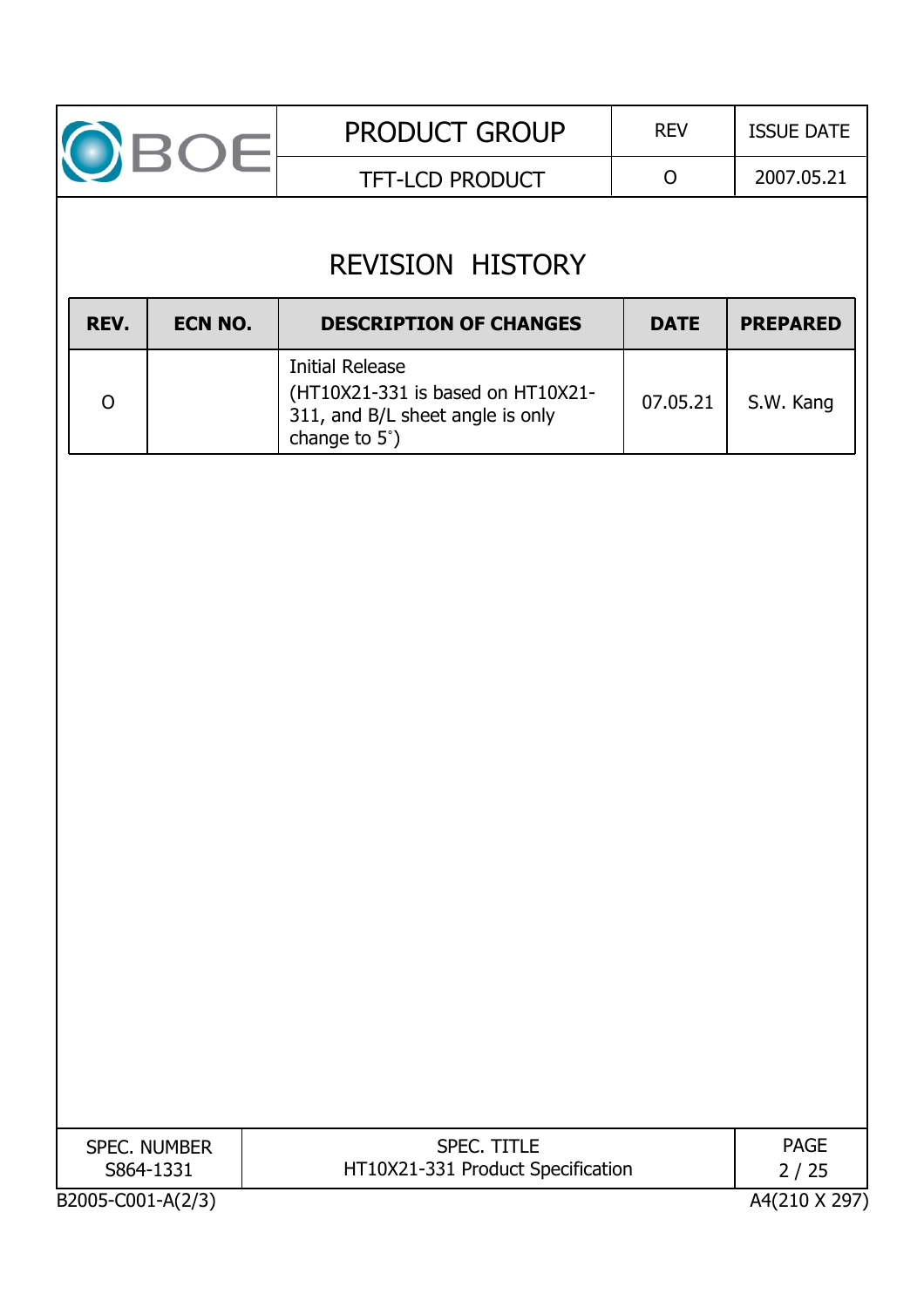# REVISION HISTORY

| REV. | ECN NO. | DESCRIPTION OF CHANGES | DATE | PREPARED |
|---|---|---|---|---|
| O | | Initial Release (HT10X21-331 is based on HT10X21-311, and B/L sheet angle is only change to 5˚) | 07.05.21 | S.W. Kang |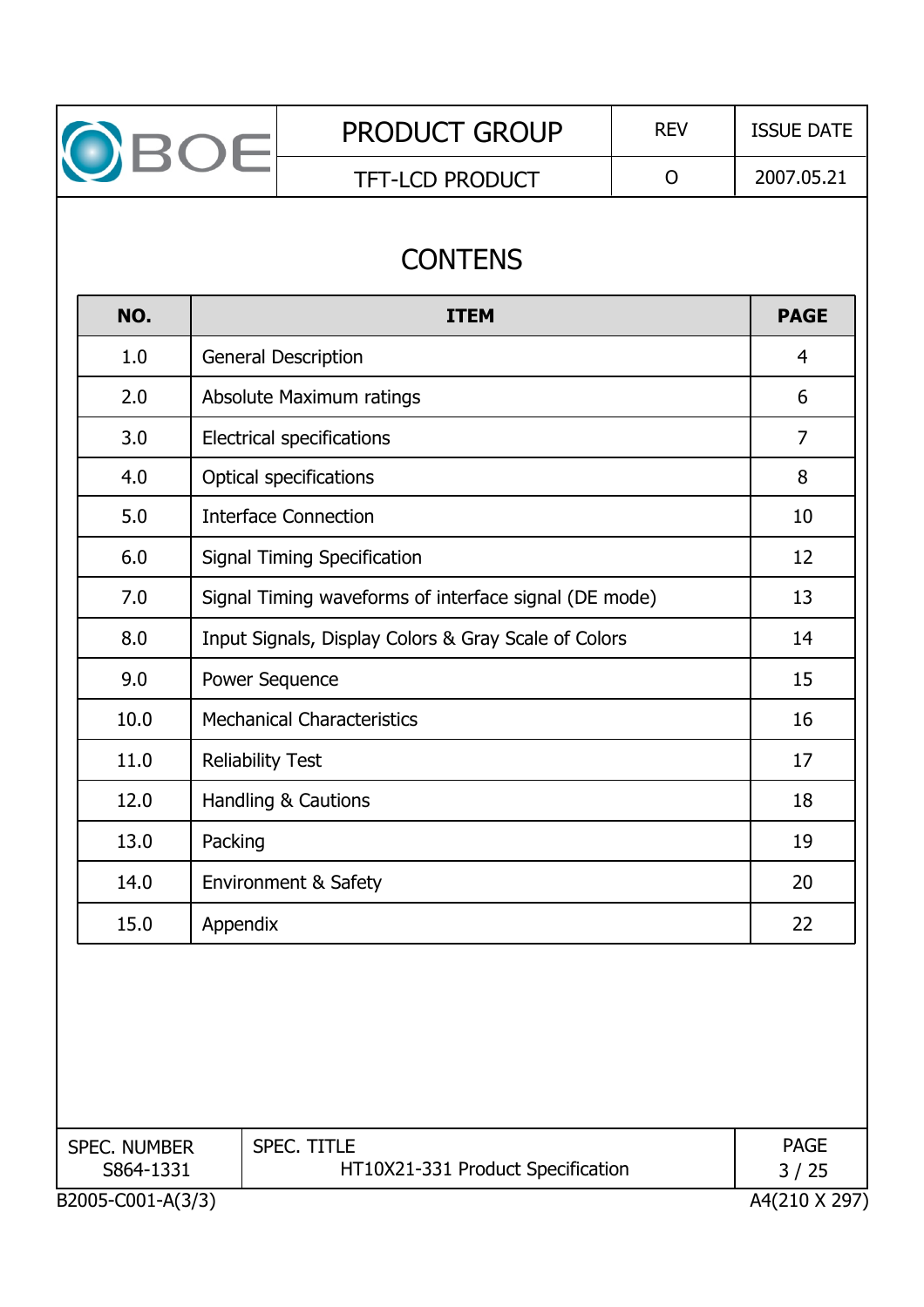# CONTENS

| NO. | ITEM | PAGE |
|---|---|---|
| 1.0 | General Description | 4 |
| 2.0 | Absolute Maximum ratings | 6 |
| 3.0 | Electrical specifications | 7 |
| 4.0 | Optical specifications | 8 |
| 5.0 | Interface Connection | 10 |
| 6.0 | Signal Timing Specification | 12 |
| 7.0 | Signal Timing waveforms of interface signal (DE mode) | 13 |
| 8.0 | Input Signals, Display Colors & Gray Scale of Colors | 14 |
| 9.0 | Power Sequence | 15 |
| 10.0 | Mechanical Characteristics | 16 |
| 11.0 | Reliability Test | 17 |
| 12.0 | Handling & Cautions | 18 |
| 13.0 | Packing | 19 |
| 14.0 | Environment & Safety | 20 |
| 15.0 | Appendix | 22 |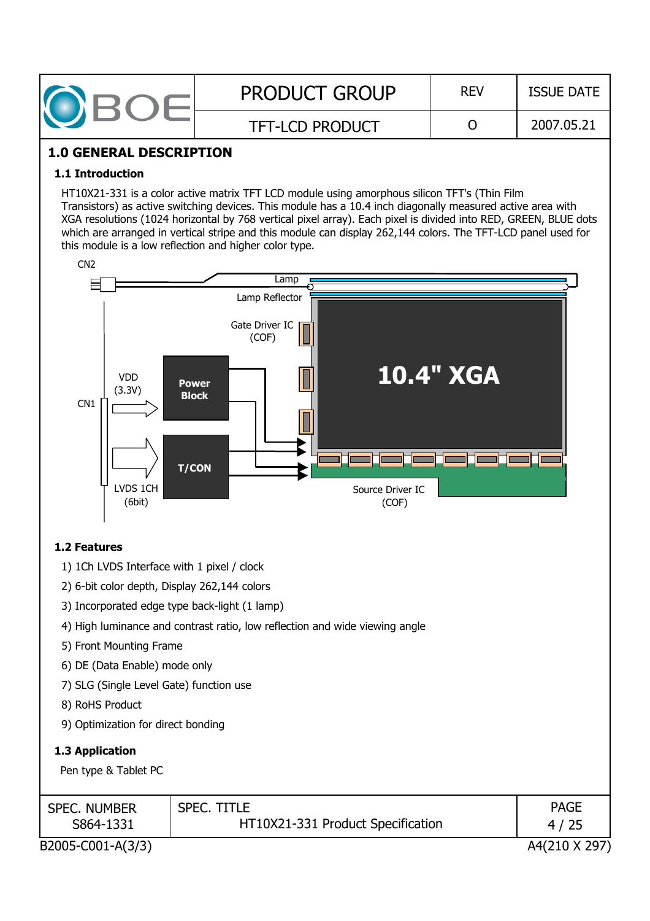## 1.0 GENERAL DESCRIPTION

### 1.1 Introduction

HT10X21-331 is a color active matrix TFT LCD module using amorphous silicon TFT's (Thin Film Transistors) as active switching devices. This module has a 10.4 inch diagonally measured active area with XGA resolutions (1024 horizontal by 768 vertical pixel array). Each pixel is divided into RED, GREEN, BLUE dots which are arranged in vertical stripe and this module can display 262,144 colors. The TFT-LCD panel used for this module is a low reflection and higher color type.

CN2

Lamp

Lamp Reflector

Gate Driver IC (COF)

VDD (3.3V)

Power Block

10.4" XGA

CN1

T/CON

LVDS 1CH (6bit)

Source Driver IC (COF)

### 1.2 Features

1) 1Ch LVDS Interface with 1 pixel / clock
2) 6-bit color depth, Display 262,144 colors
3) Incorporated edge type back-light (1 lamp)
4) High luminance and contrast ratio, low reflection and wide viewing angle
5) Front Mounting Frame
6) DE (Data Enable) mode only
7) SLG (Single Level Gate) function use
8) RoHS Product
9) Optimization for direct bonding

### 1.3 Application

Pen type & Tablet PC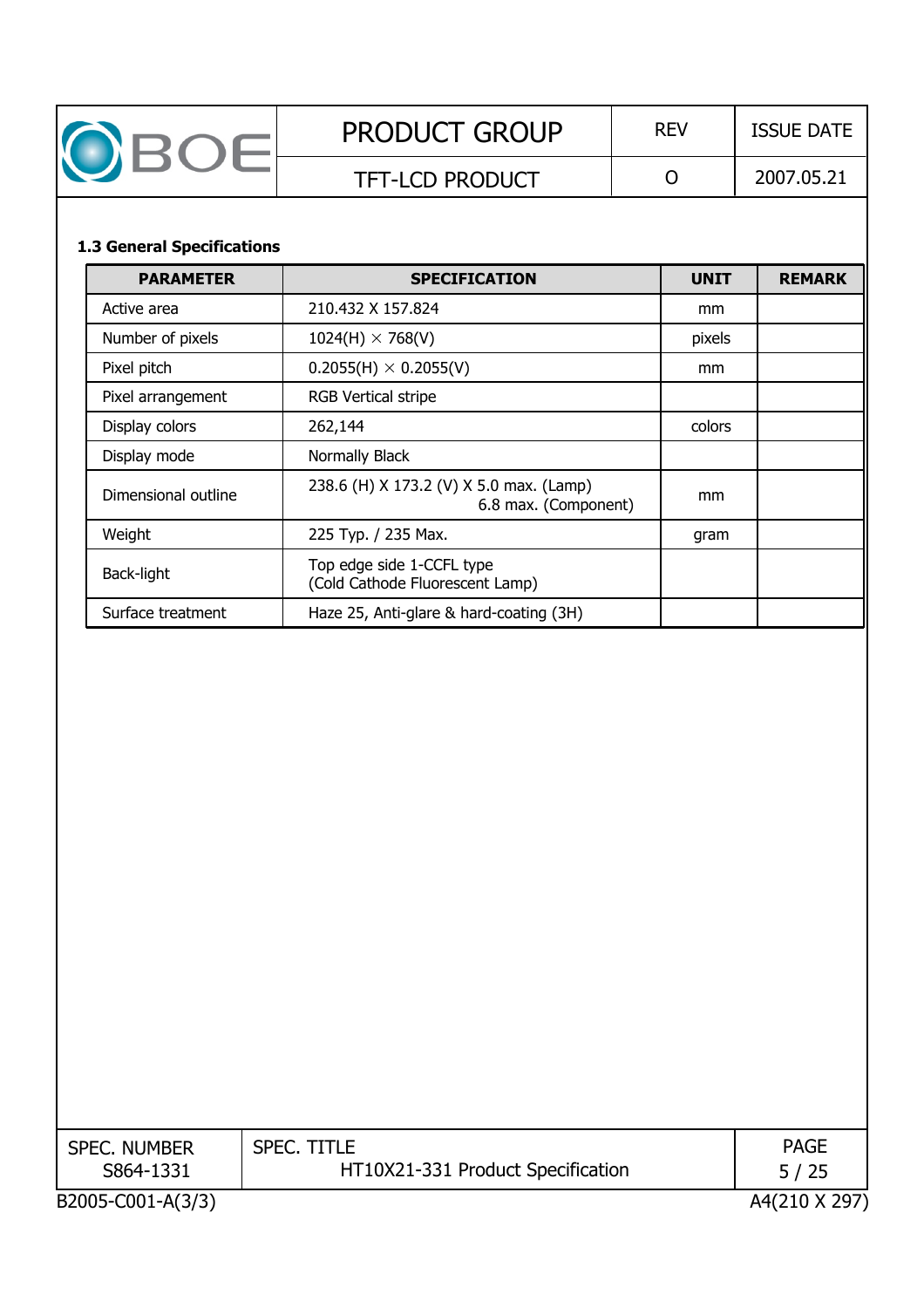### 1.3 General Specifications

| PARAMETER | SPECIFICATION | UNIT | REMARK |
|---|---|---|---|
| Active area | 210.432 X 157.824 | mm | |
| Number of pixels | 1024(H) × 768(V) | pixels | |
| Pixel pitch | 0.2055(H) × 0.2055(V) | mm | |
| Pixel arrangement | RGB Vertical stripe | | |
| Display colors | 262,144 | colors | |
| Display mode | Normally Black | | |
| Dimensional outline | 238.6 (H) X 173.2 (V) X 5.0 max. (Lamp) 6.8 max. (Component) | mm | |
| Weight | 225 Typ. / 235 Max. | gram | |
| Back-light | Top edge side 1-CCFL type (Cold Cathode Fluorescent Lamp) | | |
| Surface treatment | Haze 25, Anti-glare & hard-coating (3H) | | |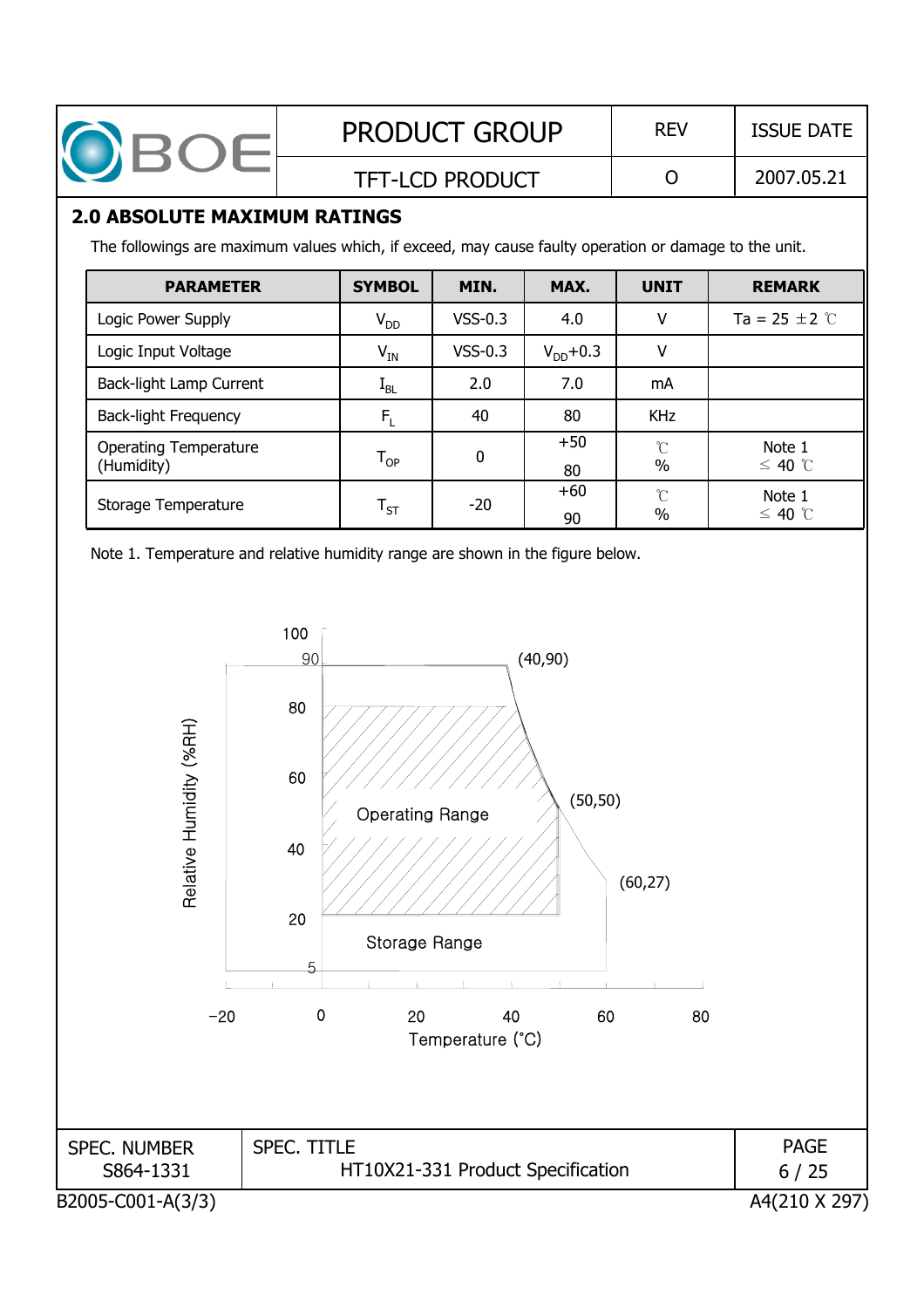## 2.0 ABSOLUTE MAXIMUM RATINGS

The followings are maximum values which, if exceed, may cause faulty operation or damage to the unit.

| PARAMETER | SYMBOL | MIN. | MAX. | UNIT | REMARK |
|---|---|---|---|---|---|
| Logic Power Supply | $V_{DD}$ | VSS-0.3 | 4.0 | V | Ta = 25 ±2 ℃ |
| Logic Input Voltage | $V_{IN}$ | VSS-0.3 | $V_{DD}$+0.3 | V | |
| Back-light Lamp Current | $I_{BL}$ | 2.0 | 7.0 | mA | |
| Back-light Frequency | $F_L$ | 40 | 80 | KHz | |
| Operating Temperature (Humidity) | $T_{OP}$ | 0 | +50<br>80 | ℃<br>% | Note 1<br>≤ 40 ℃ |
| Storage Temperature | $T_{ST}$ | -20 | +60<br>90 | ℃<br>% | Note 1<br>≤ 40 ℃ |

Note 1. Temperature and relative humidity range are shown in the figure below.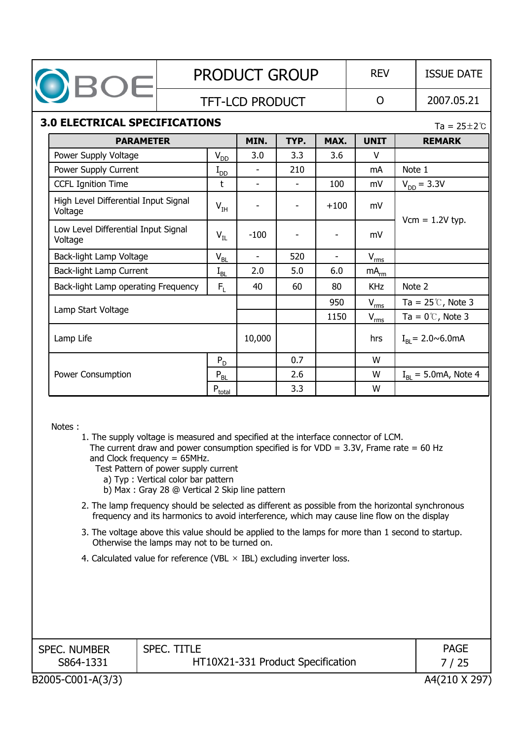## 3.0 ELECTRICAL SPECIFICATIONS

Ta = 25±2℃

| PARAMETER | | MIN. | TYP. | MAX. | UNIT | REMARK |
|---|---|---|---|---|---|---|
| Power Supply Voltage | $V_{DD}$ | 3.0 | 3.3 | 3.6 | V | |
| Power Supply Current | $I_{DD}$ | - | 210 | | mA | Note 1 |
| CCFL Ignition Time | t | - | - | 100 | mV | $V_{DD}$ = 3.3V |
| High Level Differential Input Signal Voltage | $V_{IH}$ | - | - | +100 | mV | Vcm = 1.2V typ. |
| Low Level Differential Input Signal Voltage | $V_{IL}$ | -100 | - | - | mV | |
| Back-light Lamp Voltage | $V_{BL}$ | - | 520 | - | $V_{rms}$ | |
| Back-light Lamp Current | $I_{BL}$ | 2.0 | 5.0 | 6.0 | $mA_{rm}$ | |
| Back-light Lamp operating Frequency | $F_L$ | 40 | 60 | 80 | KHz | Note 2 |
| Lamp Start Voltage | | | | 950 | $V_{rms}$ | Ta = 25℃, Note 3 |
| | | | | 1150 | $V_{rms}$ | Ta = 0℃, Note 3 |
| Lamp Life | | 10,000 | | | hrs | $I_{BL}$= 2.0~6.0mA |
| Power Consumption | $P_D$ | | 0.7 | | W | |
| | $P_{BL}$ | | 2.6 | | W | $I_{BL}$ = 5.0mA, Note 4 |
| | $P_{total}$ | | 3.3 | | W | |

Notes :

1. The supply voltage is measured and specified at the interface connector of LCM.
   The current draw and power consumption specified is for VDD = 3.3V, Frame rate = 60 Hz and Clock frequency = 65MHz.
   Test Pattern of power supply current
   a) Typ : Vertical color bar pattern
   b) Max : Gray 28 @ Vertical 2 Skip line pattern
2. The lamp frequency should be selected as different as possible from the horizontal synchronous frequency and its harmonics to avoid interference, which may cause line flow on the display
3. The voltage above this value should be applied to the lamps for more than 1 second to startup. Otherwise the lamps may not to be turned on.
4. Calculated value for reference (VBL × IBL) excluding inverter loss.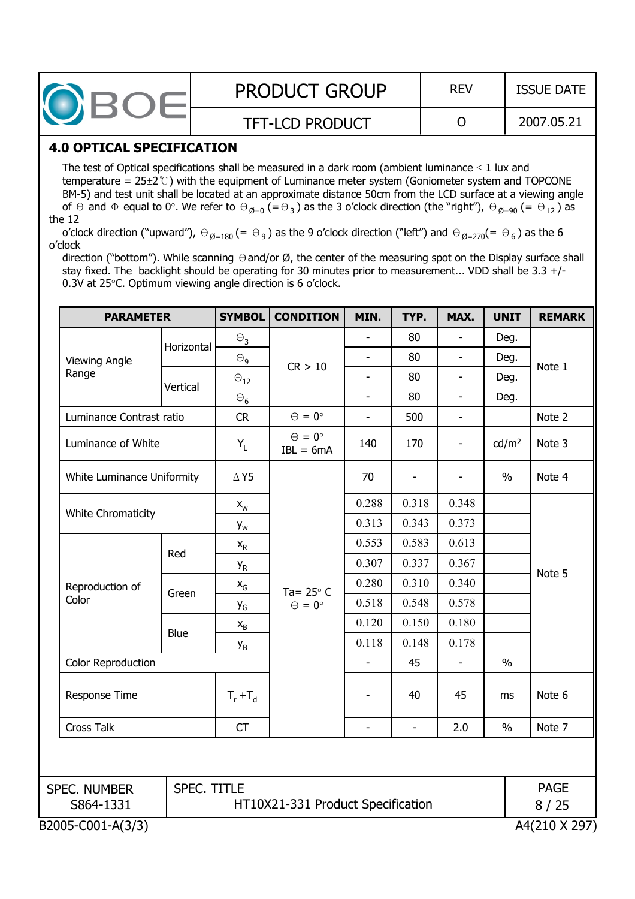## 4.0 OPTICAL SPECIFICATION

The test of Optical specifications shall be measured in a dark room (ambient luminance ≤ 1 lux and temperature = 25±2℃) with the equipment of Luminance meter system (Goniometer system and TOPCONE BM-5) and test unit shall be located at an approximate distance 50cm from the LCD surface at a viewing angle of Θ and Φ equal to 0°. We refer to $\Theta_{Ø=0}$ (= $\Theta_3$) as the 3 o'clock direction (the "right"), $\Theta_{Ø=90}$ (= $\Theta_{12}$) as the 12 o'clock direction ("upward"), $\Theta_{Ø=180}$ (= $\Theta_9$) as the 9 o'clock direction ("left") and $\Theta_{Ø=270}$(= $\Theta_6$) as the 6 o'clock direction ("bottom"). While scanning Θ and/or Ø, the center of the measuring spot on the Display surface shall stay fixed. The backlight should be operating for 30 minutes prior to measurement... VDD shall be 3.3 +/- 0.3V at 25°C. Optimum viewing angle direction is 6 o'clock.

| PARAMETER | | SYMBOL | CONDITION | MIN. | TYP. | MAX. | UNIT | REMARK |
|---|---|---|---|---|---|---|---|---|
| Viewing Angle Range | Horizontal | $\Theta_3$ | CR > 10 | - | 80 | - | Deg. | Note 1 |
| | | $\Theta_9$ | | - | 80 | - | Deg. | |
| | Vertical | $\Theta_{12}$ | | - | 80 | - | Deg. | |
| | | $\Theta_6$ | | - | 80 | - | Deg. | |
| Luminance Contrast ratio | | CR | Θ = 0° | - | 500 | - | | Note 2 |
| Luminance of White | | $Y_L$ | Θ = 0° IBL = 6mA | 140 | 170 | - | cd/m² | Note 3 |
| White Luminance Uniformity | | ΔY5 | Ta= 25° C Θ = 0° | 70 | - | - | % | Note 4 |
| White Chromaticity | | $x_w$ | | 0.288 | 0.318 | 0.348 | | Note 5 |
| | | $y_w$ | | 0.313 | 0.343 | 0.373 | | |
| Reproduction of Color | Red | $x_R$ | | 0.553 | 0.583 | 0.613 | | |
| | | $y_R$ | | 0.307 | 0.337 | 0.367 | | |
| | Green | $x_G$ | | 0.280 | 0.310 | 0.340 | | |
| | | $y_G$ | | 0.518 | 0.548 | 0.578 | | |
| | Blue | $x_B$ | | 0.120 | 0.150 | 0.180 | | |
| | | $y_B$ | | 0.118 | 0.148 | 0.178 | | |
| Color Reproduction | | | | - | 45 | - | % | |
| Response Time | | $T_r+T_d$ | | - | 40 | 45 | ms | Note 6 |
| Cross Talk | | CT | | - | - | 2.0 | % | Note 7 |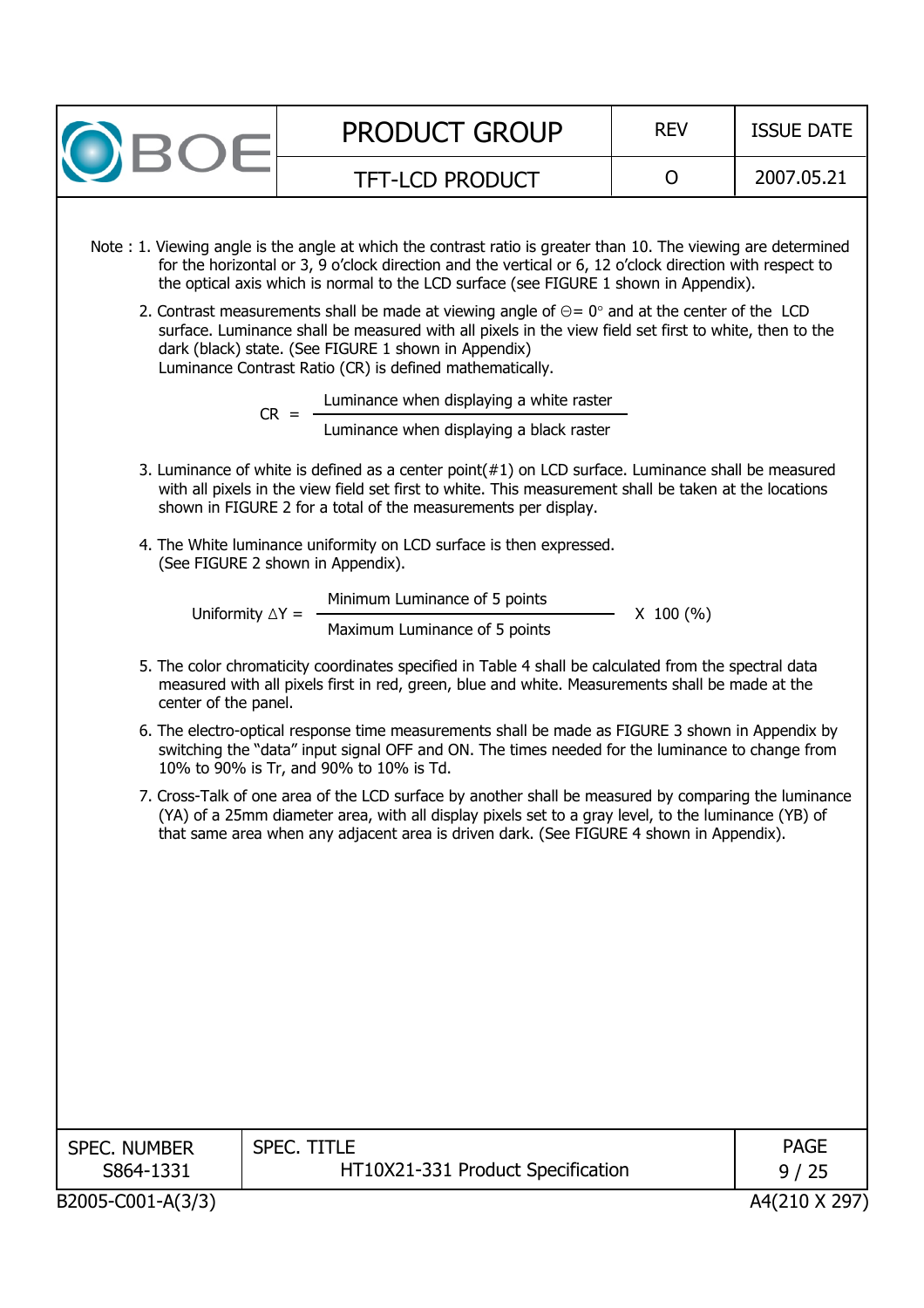Note : 1. Viewing angle is the angle at which the contrast ratio is greater than 10. The viewing are determined for the horizontal or 3, 9 o'clock direction and the vertical or 6, 12 o'clock direction with respect to the optical axis which is normal to the LCD surface (see FIGURE 1 shown in Appendix).

2. Contrast measurements shall be made at viewing angle of $\Theta = 0°$ and at the center of the LCD surface. Luminance shall be measured with all pixels in the view field set first to white, then to the dark (black) state. (See FIGURE 1 shown in Appendix)
   Luminance Contrast Ratio (CR) is defined mathematically.

$$CR = \frac{\text{Luminance when displaying a white raster}}{\text{Luminance when displaying a black raster}}$$

3. Luminance of white is defined as a center point(#1) on LCD surface. Luminance shall be measured with all pixels in the view field set first to white. This measurement shall be taken at the locations shown in FIGURE 2 for a total of the measurements per display.

4. The White luminance uniformity on LCD surface is then expressed.
   (See FIGURE 2 shown in Appendix).

$$\text{Uniformity } \triangle Y = \frac{\text{Minimum Luminance of 5 points}}{\text{Maximum Luminance of 5 points}} \times 100\ (\%)$$

5. The color chromaticity coordinates specified in Table 4 shall be calculated from the spectral data measured with all pixels first in red, green, blue and white. Measurements shall be made at the center of the panel.

6. The electro-optical response time measurements shall be made as FIGURE 3 shown in Appendix by switching the "data" input signal OFF and ON. The times needed for the luminance to change from 10% to 90% is Tr, and 90% to 10% is Td.

7. Cross-Talk of one area of the LCD surface by another shall be measured by comparing the luminance (YA) of a 25mm diameter area, with all display pixels set to a gray level, to the luminance (YB) of that same area when any adjacent area is driven dark. (See FIGURE 4 shown in Appendix).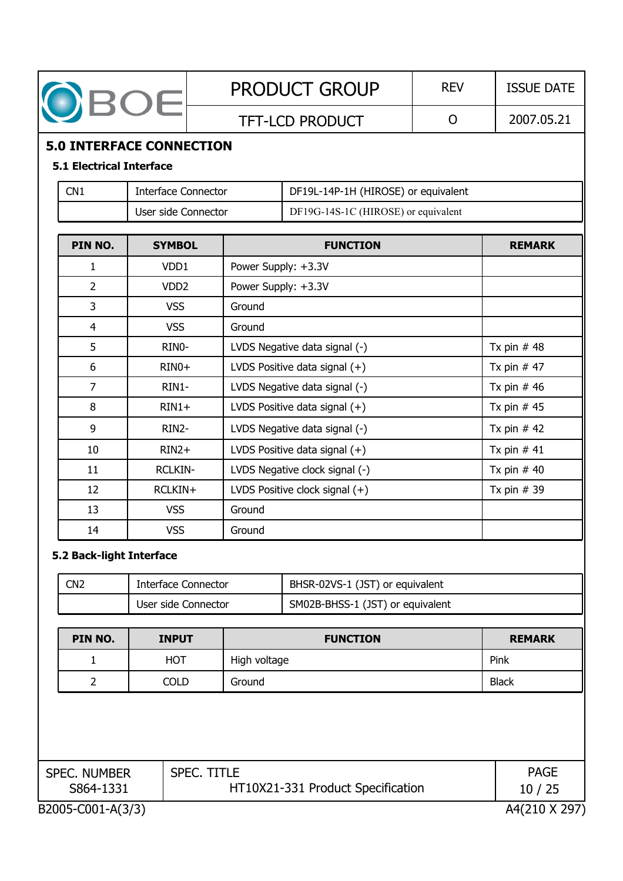## 5.0 INTERFACE CONNECTION

### 5.1 Electrical Interface

| CN1 | Interface Connector | DF19L-14P-1H (HIROSE) or equivalent |
|---|---|---|
| | User side Connector | DF19G-14S-1C (HIROSE) or equivalent |

| PIN NO. | SYMBOL | FUNCTION | REMARK |
|---|---|---|---|
| 1 | VDD1 | Power Supply: +3.3V | |
| 2 | VDD2 | Power Supply: +3.3V | |
| 3 | VSS | Ground | |
| 4 | VSS | Ground | |
| 5 | RIN0- | LVDS Negative data signal (-) | Tx pin # 48 |
| 6 | RIN0+ | LVDS Positive data signal (+) | Tx pin # 47 |
| 7 | RIN1- | LVDS Negative data signal (-) | Tx pin # 46 |
| 8 | RIN1+ | LVDS Positive data signal (+) | Tx pin # 45 |
| 9 | RIN2- | LVDS Negative data signal (-) | Tx pin # 42 |
| 10 | RIN2+ | LVDS Positive data signal (+) | Tx pin # 41 |
| 11 | RCLKIN- | LVDS Negative clock signal (-) | Tx pin # 40 |
| 12 | RCLKIN+ | LVDS Positive clock signal (+) | Tx pin # 39 |
| 13 | VSS | Ground | |
| 14 | VSS | Ground | |

### 5.2 Back-light Interface

| CN2 | Interface Connector | BHSR-02VS-1 (JST) or equivalent |
|---|---|---|
| | User side Connector | SM02B-BHSS-1 (JST) or equivalent |

| PIN NO. | INPUT | FUNCTION | REMARK |
|---|---|---|---|
| 1 | HOT | High voltage | Pink |
| 2 | COLD | Ground | Black |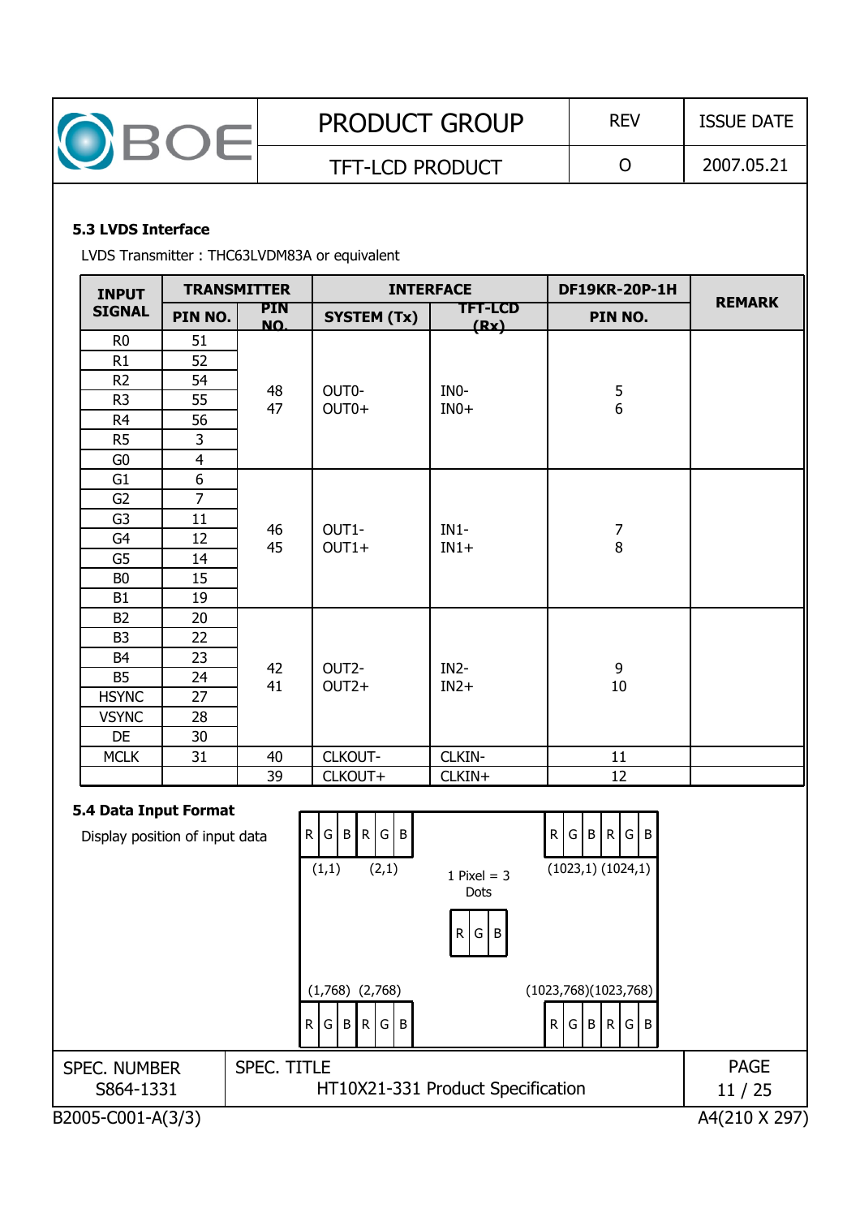### 5.3 LVDS Interface

LVDS Transmitter : THC63LVDM83A or equivalent

| INPUT SIGNAL | TRANSMITTER | | INTERFACE | | DF19KR-20P-1H | REMARK |
|---|---|---|---|---|---|---|
| | PIN NO. | PIN NO. | SYSTEM (Tx) | TFT-LCD (Rx) | PIN NO. | |
| R0 | 51 | 48<br>47 | OUT0-<br>OUT0+ | IN0-<br>IN0+ | 5<br>6 | |
| R1 | 52 | | | | | |
| R2 | 54 | | | | | |
| R3 | 55 | | | | | |
| R4 | 56 | | | | | |
| R5 | 3 | | | | | |
| G0 | 4 | | | | | |
| G1 | 6 | 46<br>45 | OUT1-<br>OUT1+ | IN1-<br>IN1+ | 7<br>8 | |
| G2 | 7 | | | | | |
| G3 | 11 | | | | | |
| G4 | 12 | | | | | |
| G5 | 14 | | | | | |
| B0 | 15 | | | | | |
| B1 | 19 | | | | | |
| B2 | 20 | 42<br>41 | OUT2-<br>OUT2+ | IN2-<br>IN2+ | 9<br>10 | |
| B3 | 22 | | | | | |
| B4 | 23 | | | | | |
| B5 | 24 | | | | | |
| HSYNC | 27 | | | | | |
| VSYNC | 28 | | | | | |
| DE | 30 | | | | | |
| MCLK | 31 | 40 | CLKOUT- | CLKIN- | 11 | |
| | | 39 | CLKOUT+ | CLKIN+ | 12 | |

### 5.4 Data Input Format

Display position of input data

| R | G | B | R | G | B | | R | G | B | R | G | B |
|---|---|---|---|---|---|---|---|---|---|---|---|---|
| (1,1) | | | (2,1) | | | | (1023,1) | | | (1024,1) | | |

1 Pixel = 3 Dots

| R | G | B |
|---|---|---|

| (1,768) | | | (2,768) | | | | (1023,768) | | | (1023,768) | | |
|---|---|---|---|---|---|---|---|---|---|---|---|---|
| R | G | B | R | G | B | | R | G | B | R | G | B |

SPEC. NUMBER S864-1331 | SPEC. TITLE HT10X21-331 Product Specification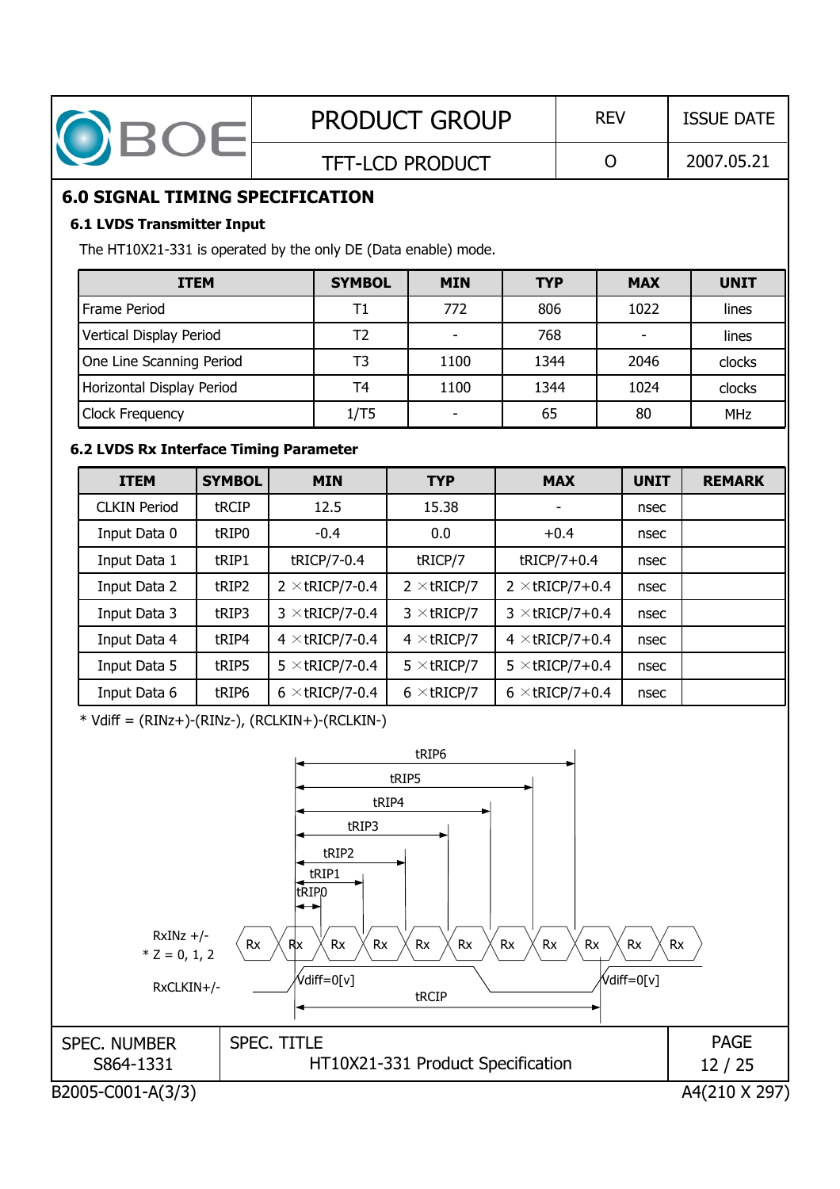## 6.0 SIGNAL TIMING SPECIFICATION

### 6.1 LVDS Transmitter Input

The HT10X21-331 is operated by the only DE (Data enable) mode.

| ITEM | SYMBOL | MIN | TYP | MAX | UNIT |
|---|---|---|---|---|---|
| Frame Period | T1 | 772 | 806 | 1022 | lines |
| Vertical Display Period | T2 | - | 768 | - | lines |
| One Line Scanning Period | T3 | 1100 | 1344 | 2046 | clocks |
| Horizontal Display Period | T4 | 1100 | 1344 | 1024 | clocks |
| Clock Frequency | 1/T5 | - | 65 | 80 | MHz |

### 6.2 LVDS Rx Interface Timing Parameter

| ITEM | SYMBOL | MIN | TYP | MAX | UNIT | REMARK |
|---|---|---|---|---|---|---|
| CLKIN Period | tRCIP | 12.5 | 15.38 | - | nsec | |
| Input Data 0 | tRIP0 | -0.4 | 0.0 | +0.4 | nsec | |
| Input Data 1 | tRIP1 | tRICP/7-0.4 | tRICP/7 | tRICP/7+0.4 | nsec | |
| Input Data 2 | tRIP2 | 2 ×tRICP/7-0.4 | 2 ×tRICP/7 | 2 ×tRICP/7+0.4 | nsec | |
| Input Data 3 | tRIP3 | 3 ×tRICP/7-0.4 | 3 ×tRICP/7 | 3 ×tRICP/7+0.4 | nsec | |
| Input Data 4 | tRIP4 | 4 ×tRICP/7-0.4 | 4 ×tRICP/7 | 4 ×tRICP/7+0.4 | nsec | |
| Input Data 5 | tRIP5 | 5 ×tRICP/7-0.4 | 5 ×tRICP/7 | 5 ×tRICP/7+0.4 | nsec | |
| Input Data 6 | tRIP6 | 6 ×tRICP/7-0.4 | 6 ×tRICP/7 | 6 ×tRICP/7+0.4 | nsec | |

* Vdiff = (RINz+)-(RINz-), (RCLKIN+)-(RCLKIN-)

tRIP6 tRIP5 tRIP4 tRIP3 tRIP2 tRIP1 tRIP0

RxINz +/- * Z = 0, 1, 2 — Rx Rx Rx Rx Rx Rx Rx Rx Rx Rx Rx

RxCLKIN+/- — Vdiff=0[v] — tRCIP — Vdiff=0[v]

| SPEC. NUMBER | SPEC. TITLE | PAGE |
|---|---|---|
| S864-1331 | HT10X21-331 Product Specification | 12 / 25 |

B2005-C001-A(3/3) A4(210 X 297)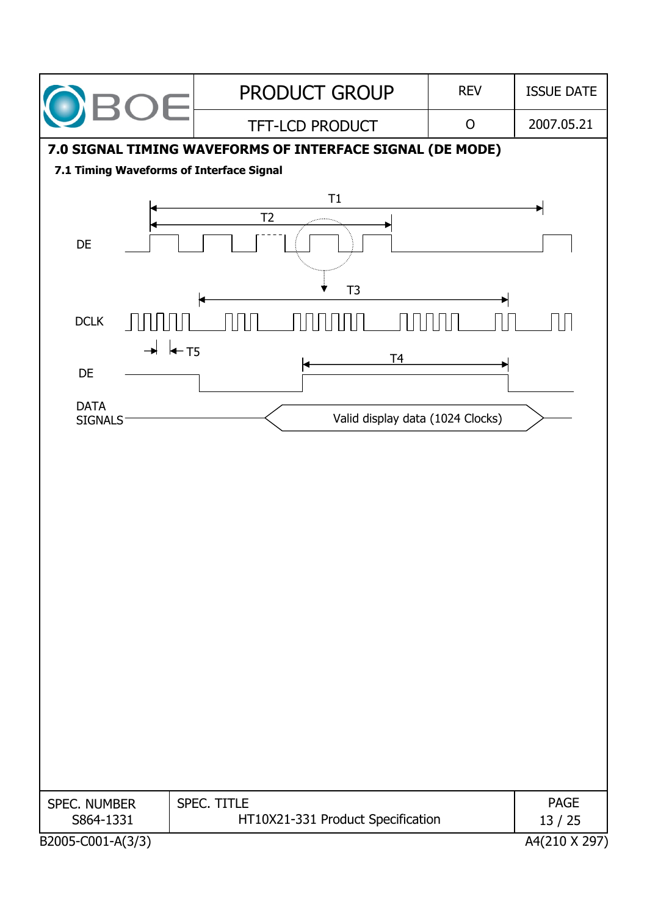## 7.0 SIGNAL TIMING WAVEFORMS OF INTERFACE SIGNAL (DE MODE)

### 7.1 Timing Waveforms of Interface Signal

T1

T2

DE

T3

DCLK

T5

T4

DE

DATA SIGNALS

Valid display data (1024 Clocks)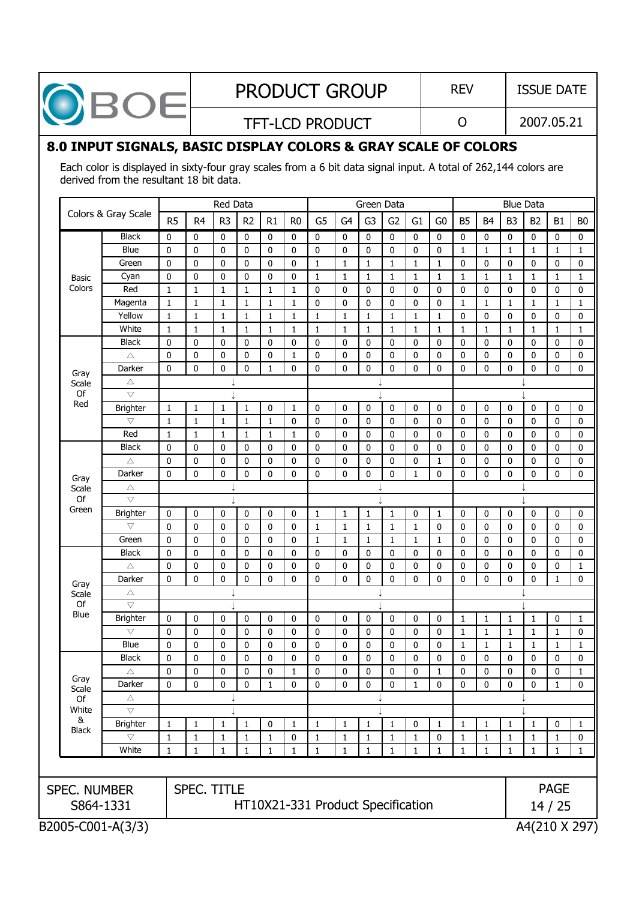## 8.0 INPUT SIGNALS, BASIC DISPLAY COLORS & GRAY SCALE OF COLORS

Each color is displayed in sixty-four gray scales from a 6 bit data signal input. A total of 262,144 colors are derived from the resultant 18 bit data.

| Colors & Gray Scale | | Red Data | | | | | | Green Data | | | | | | Blue Data | | | | | |
|---|---|---|---|---|---|---|---|---|---|---|---|---|---|---|---|---|---|---|---|
| | | R5 | R4 | R3 | R2 | R1 | R0 | G5 | G4 | G3 | G2 | G1 | G0 | B5 | B4 | B3 | B2 | B1 | B0 |
| Basic Colors | Black | 0 | 0 | 0 | 0 | 0 | 0 | 0 | 0 | 0 | 0 | 0 | 0 | 0 | 0 | 0 | 0 | 0 | 0 |
| | Blue | 0 | 0 | 0 | 0 | 0 | 0 | 0 | 0 | 0 | 0 | 0 | 0 | 1 | 1 | 1 | 1 | 1 | 1 |
| | Green | 0 | 0 | 0 | 0 | 0 | 0 | 1 | 1 | 1 | 1 | 1 | 1 | 0 | 0 | 0 | 0 | 0 | 0 |
| | Cyan | 0 | 0 | 0 | 0 | 0 | 0 | 1 | 1 | 1 | 1 | 1 | 1 | 1 | 1 | 1 | 1 | 1 | 1 |
| | Red | 1 | 1 | 1 | 1 | 1 | 1 | 0 | 0 | 0 | 0 | 0 | 0 | 0 | 0 | 0 | 0 | 0 | 0 |
| | Magenta | 1 | 1 | 1 | 1 | 1 | 1 | 0 | 0 | 0 | 0 | 0 | 0 | 1 | 1 | 1 | 1 | 1 | 1 |
| | Yellow | 1 | 1 | 1 | 1 | 1 | 1 | 1 | 1 | 1 | 1 | 1 | 1 | 0 | 0 | 0 | 0 | 0 | 0 |
| | White | 1 | 1 | 1 | 1 | 1 | 1 | 1 | 1 | 1 | 1 | 1 | 1 | 1 | 1 | 1 | 1 | 1 | 1 |
| Gray Scale Of Red | Black | 0 | 0 | 0 | 0 | 0 | 0 | 0 | 0 | 0 | 0 | 0 | 0 | 0 | 0 | 0 | 0 | 0 | 0 |
| | △ | 0 | 0 | 0 | 0 | 0 | 1 | 0 | 0 | 0 | 0 | 0 | 0 | 0 | 0 | 0 | 0 | 0 | 0 |
| | Darker | 0 | 0 | 0 | 0 | 1 | 0 | 0 | 0 | 0 | 0 | 0 | 0 | 0 | 0 | 0 | 0 | 0 | 0 |
| | △ | ↓ | | | | | | ↓ | | | | | | ↓ | | | | | |
| | ▽ | ↓ | | | | | | ↓ | | | | | | ↓ | | | | | |
| | Brighter | 1 | 1 | 1 | 1 | 0 | 1 | 0 | 0 | 0 | 0 | 0 | 0 | 0 | 0 | 0 | 0 | 0 | 0 |
| | ▽ | 1 | 1 | 1 | 1 | 1 | 0 | 0 | 0 | 0 | 0 | 0 | 0 | 0 | 0 | 0 | 0 | 0 | 0 |
| | Red | 1 | 1 | 1 | 1 | 1 | 1 | 0 | 0 | 0 | 0 | 0 | 0 | 0 | 0 | 0 | 0 | 0 | 0 |
| Gray Scale Of Green | Black | 0 | 0 | 0 | 0 | 0 | 0 | 0 | 0 | 0 | 0 | 0 | 0 | 0 | 0 | 0 | 0 | 0 | 0 |
| | △ | 0 | 0 | 0 | 0 | 0 | 0 | 0 | 0 | 0 | 0 | 0 | 1 | 0 | 0 | 0 | 0 | 0 | 0 |
| | Darker | 0 | 0 | 0 | 0 | 0 | 0 | 0 | 0 | 0 | 0 | 1 | 0 | 0 | 0 | 0 | 0 | 0 | 0 |
| | △ | ↓ | | | | | | ↓ | | | | | | ↓ | | | | | |
| | ▽ | ↓ | | | | | | ↓ | | | | | | ↓ | | | | | |
| | Brighter | 0 | 0 | 0 | 0 | 0 | 0 | 1 | 1 | 1 | 1 | 0 | 1 | 0 | 0 | 0 | 0 | 0 | 0 |
| | ▽ | 0 | 0 | 0 | 0 | 0 | 0 | 1 | 1 | 1 | 1 | 1 | 0 | 0 | 0 | 0 | 0 | 0 | 0 |
| | Green | 0 | 0 | 0 | 0 | 0 | 0 | 1 | 1 | 1 | 1 | 1 | 1 | 0 | 0 | 0 | 0 | 0 | 0 |
| Gray Scale Of Blue | Black | 0 | 0 | 0 | 0 | 0 | 0 | 0 | 0 | 0 | 0 | 0 | 0 | 0 | 0 | 0 | 0 | 0 | 0 |
| | △ | 0 | 0 | 0 | 0 | 0 | 0 | 0 | 0 | 0 | 0 | 0 | 0 | 0 | 0 | 0 | 0 | 0 | 1 |
| | Darker | 0 | 0 | 0 | 0 | 0 | 0 | 0 | 0 | 0 | 0 | 0 | 0 | 0 | 0 | 0 | 0 | 1 | 0 |
| | △ | ↓ | | | | | | ↓ | | | | | | ↓ | | | | | |
| | ▽ | ↓ | | | | | | ↓ | | | | | | ↓ | | | | | |
| | Brighter | 0 | 0 | 0 | 0 | 0 | 0 | 0 | 0 | 0 | 0 | 0 | 0 | 1 | 1 | 1 | 1 | 0 | 1 |
| | ▽ | 0 | 0 | 0 | 0 | 0 | 0 | 0 | 0 | 0 | 0 | 0 | 0 | 1 | 1 | 1 | 1 | 1 | 0 |
| | Blue | 0 | 0 | 0 | 0 | 0 | 0 | 0 | 0 | 0 | 0 | 0 | 0 | 1 | 1 | 1 | 1 | 1 | 1 |
| Gray Scale Of White & Black | Black | 0 | 0 | 0 | 0 | 0 | 0 | 0 | 0 | 0 | 0 | 0 | 0 | 0 | 0 | 0 | 0 | 0 | 0 |
| | △ | 0 | 0 | 0 | 0 | 0 | 1 | 0 | 0 | 0 | 0 | 0 | 1 | 0 | 0 | 0 | 0 | 0 | 1 |
| | Darker | 0 | 0 | 0 | 0 | 1 | 0 | 0 | 0 | 0 | 0 | 1 | 0 | 0 | 0 | 0 | 0 | 1 | 0 |
| | △ | ↓ | | | | | | ↓ | | | | | | ↓ | | | | | |
| | ▽ | ↓ | | | | | | ↓ | | | | | | ↓ | | | | | |
| | Brighter | 1 | 1 | 1 | 1 | 0 | 1 | 1 | 1 | 1 | 1 | 0 | 1 | 1 | 1 | 1 | 1 | 0 | 1 |
| | ▽ | 1 | 1 | 1 | 1 | 1 | 0 | 1 | 1 | 1 | 1 | 1 | 0 | 1 | 1 | 1 | 1 | 1 | 0 |
| | White | 1 | 1 | 1 | 1 | 1 | 1 | 1 | 1 | 1 | 1 | 1 | 1 | 1 | 1 | 1 | 1 | 1 | 1 |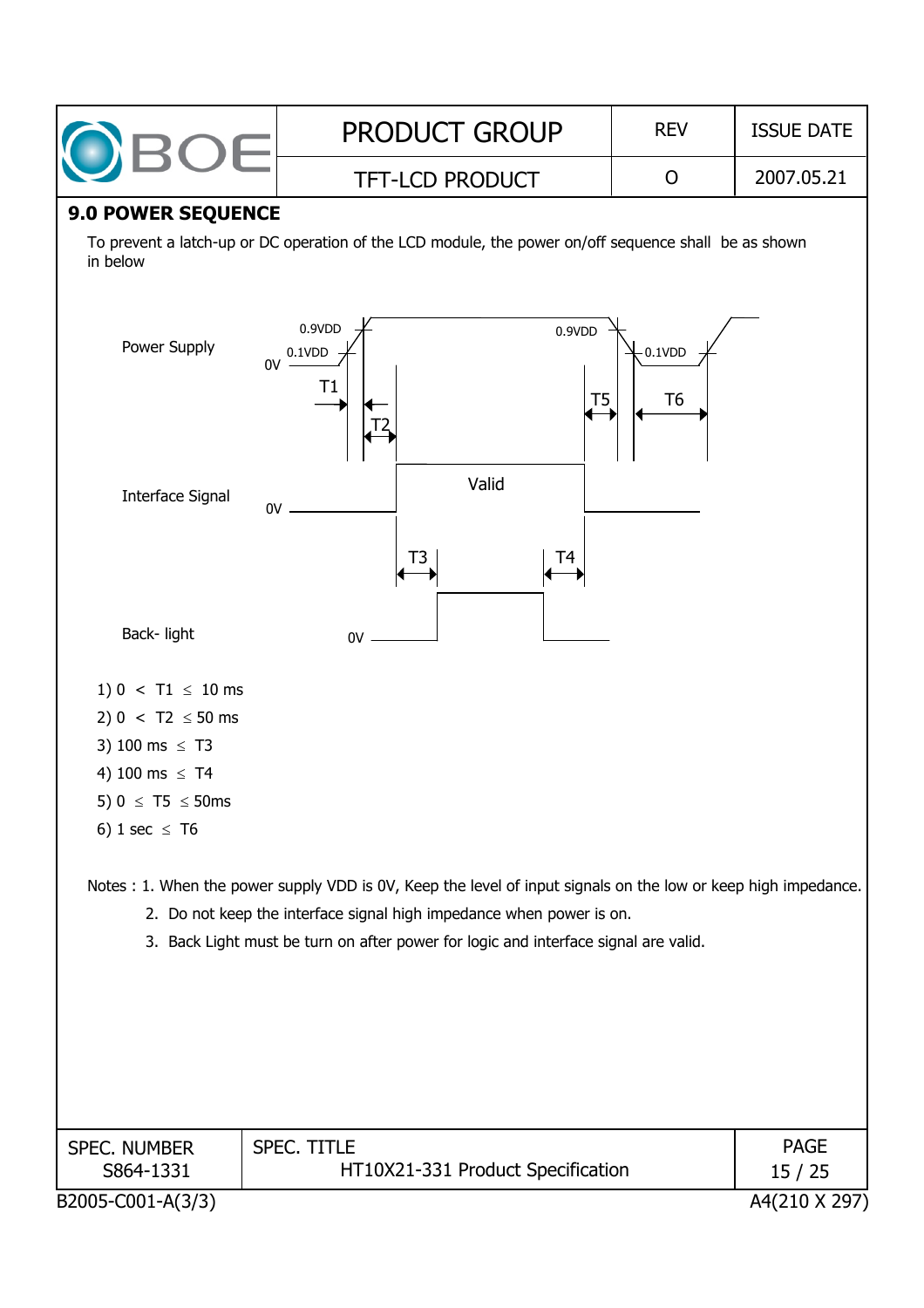## 9.0 POWER SEQUENCE

To prevent a latch-up or DC operation of the LCD module, the power on/off sequence shall be as shown in below

Power Supply

0.9VDD 0.1VDD 0V T1 T2 0.9VDD T5 0.1VDD T6

Interface Signal

0V Valid T3 T4

Back- light

0V

1) $0 < T1 \leq 10$ ms
2) $0 < T2 \leq 50$ ms
3) $100$ ms $\leq T3$
4) $100$ ms $\leq T4$
5) $0 \leq T5 \leq 50$ms
6) $1$ sec $\leq T6$

Notes : 1. When the power supply VDD is 0V, Keep the level of input signals on the low or keep high impedance.

2. Do not keep the interface signal high impedance when power is on.
3. Back Light must be turn on after power for logic and interface signal are valid.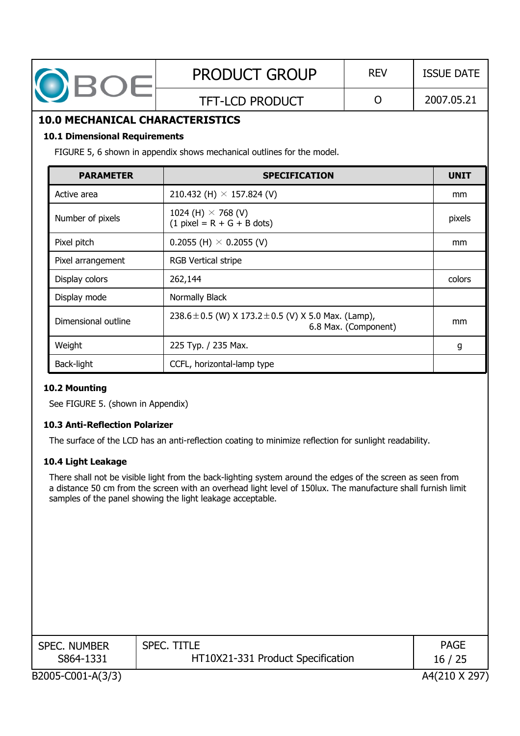## 10.0 MECHANICAL CHARACTERISTICS

### 10.1 Dimensional Requirements

FIGURE 5, 6 shown in appendix shows mechanical outlines for the model.

| PARAMETER | SPECIFICATION | UNIT |
|---|---|---|
| Active area | 210.432 (H) × 157.824 (V) | mm |
| Number of pixels | 1024 (H) × 768 (V)<br>(1 pixel = R + G + B dots) | pixels |
| Pixel pitch | 0.2055 (H) × 0.2055 (V) | mm |
| Pixel arrangement | RGB Vertical stripe | |
| Display colors | 262,144 | colors |
| Display mode | Normally Black | |
| Dimensional outline | 238.6±0.5 (W) X 173.2±0.5 (V) X 5.0 Max. (Lamp),<br>6.8 Max. (Component) | mm |
| Weight | 225 Typ. / 235 Max. | g |
| Back-light | CCFL, horizontal-lamp type | |

### 10.2 Mounting

See FIGURE 5. (shown in Appendix)

### 10.3 Anti-Reflection Polarizer

The surface of the LCD has an anti-reflection coating to minimize reflection for sunlight readability.

### 10.4 Light Leakage

There shall not be visible light from the back-lighting system around the edges of the screen as seen from a distance 50 cm from the screen with an overhead light level of 150lux. The manufacture shall furnish limit samples of the panel showing the light leakage acceptable.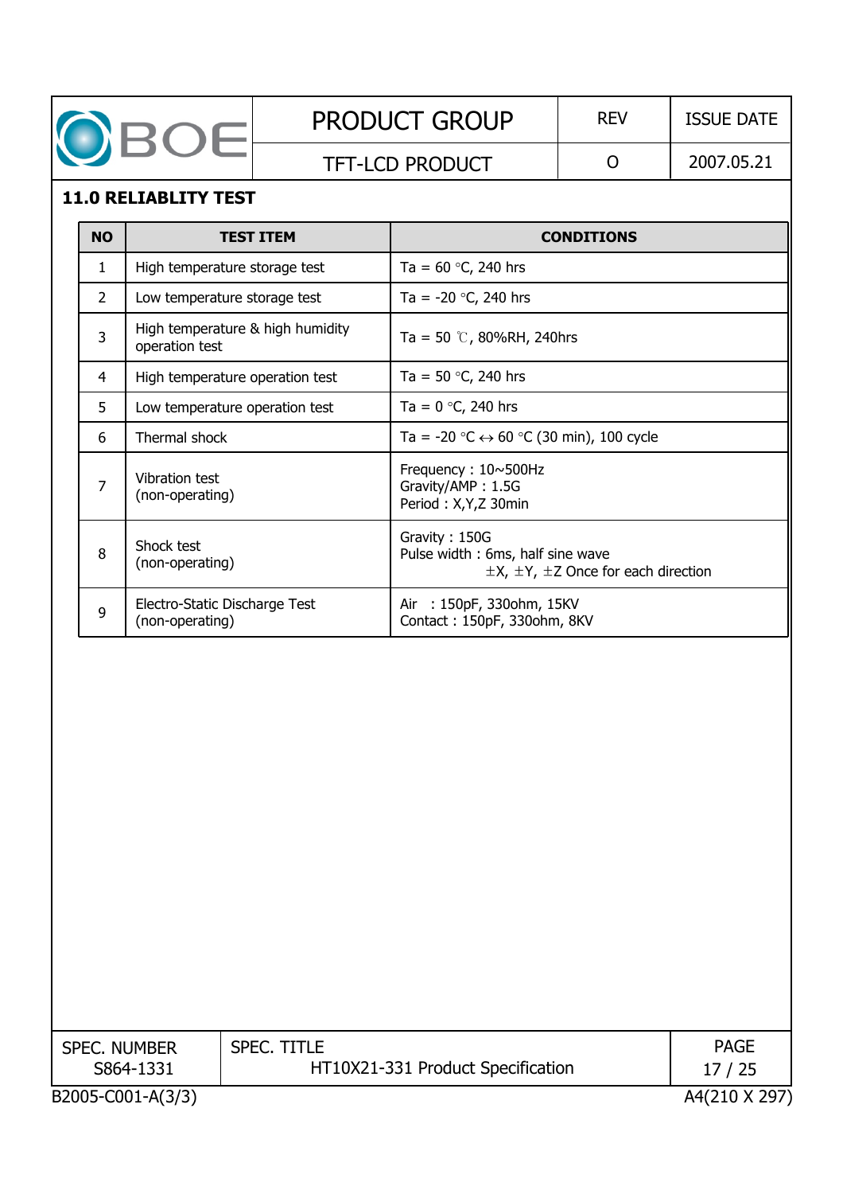## 11.0 RELIABLITY TEST

| NO | TEST ITEM | CONDITIONS |
|---|---|---|
| 1 | High temperature storage test | Ta = 60 °C, 240 hrs |
| 2 | Low temperature storage test | Ta = -20 °C, 240 hrs |
| 3 | High temperature & high humidity operation test | Ta = 50 ℃, 80%RH, 240hrs |
| 4 | High temperature operation test | Ta = 50 °C, 240 hrs |
| 5 | Low temperature operation test | Ta = 0 °C, 240 hrs |
| 6 | Thermal shock | Ta = -20 °C ↔ 60 °C (30 min), 100 cycle |
| 7 | Vibration test (non-operating) | Frequency : 10~500Hz<br>Gravity/AMP : 1.5G<br>Period : X,Y,Z 30min |
| 8 | Shock test (non-operating) | Gravity : 150G<br>Pulse width : 6ms, half sine wave<br>±X, ±Y, ±Z Once for each direction |
| 9 | Electro-Static Discharge Test (non-operating) | Air : 150pF, 330ohm, 15KV<br>Contact : 150pF, 330ohm, 8KV |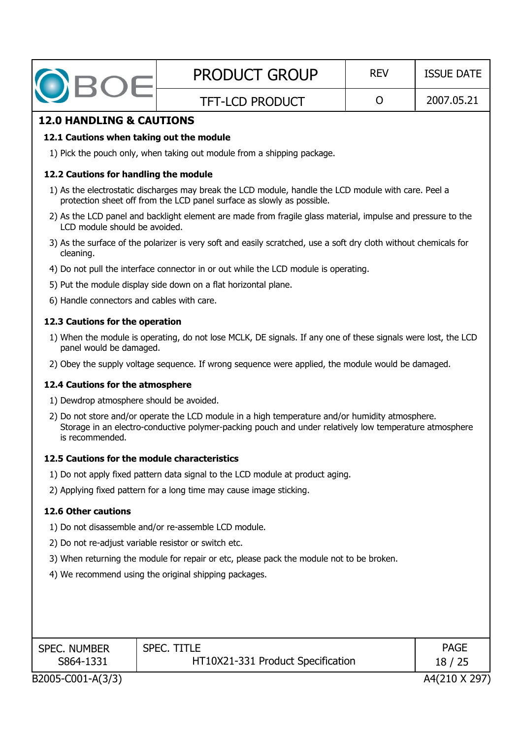## 12.0 HANDLING & CAUTIONS

### 12.1 Cautions when taking out the module

1) Pick the pouch only, when taking out module from a shipping package.

### 12.2 Cautions for handling the module

1) As the electrostatic discharges may break the LCD module, handle the LCD module with care. Peel a protection sheet off from the LCD panel surface as slowly as possible.
2) As the LCD panel and backlight element are made from fragile glass material, impulse and pressure to the LCD module should be avoided.
3) As the surface of the polarizer is very soft and easily scratched, use a soft dry cloth without chemicals for cleaning.
4) Do not pull the interface connector in or out while the LCD module is operating.
5) Put the module display side down on a flat horizontal plane.
6) Handle connectors and cables with care.

### 12.3 Cautions for the operation

1) When the module is operating, do not lose MCLK, DE signals. If any one of these signals were lost, the LCD panel would be damaged.
2) Obey the supply voltage sequence. If wrong sequence were applied, the module would be damaged.

### 12.4 Cautions for the atmosphere

1) Dewdrop atmosphere should be avoided.
2) Do not store and/or operate the LCD module in a high temperature and/or humidity atmosphere. Storage in an electro-conductive polymer-packing pouch and under relatively low temperature atmosphere is recommended.

### 12.5 Cautions for the module characteristics

1) Do not apply fixed pattern data signal to the LCD module at product aging.
2) Applying fixed pattern for a long time may cause image sticking.

### 12.6 Other cautions

1) Do not disassemble and/or re-assemble LCD module.
2) Do not re-adjust variable resistor or switch etc.
3) When returning the module for repair or etc, please pack the module not to be broken.
4) We recommend using the original shipping packages.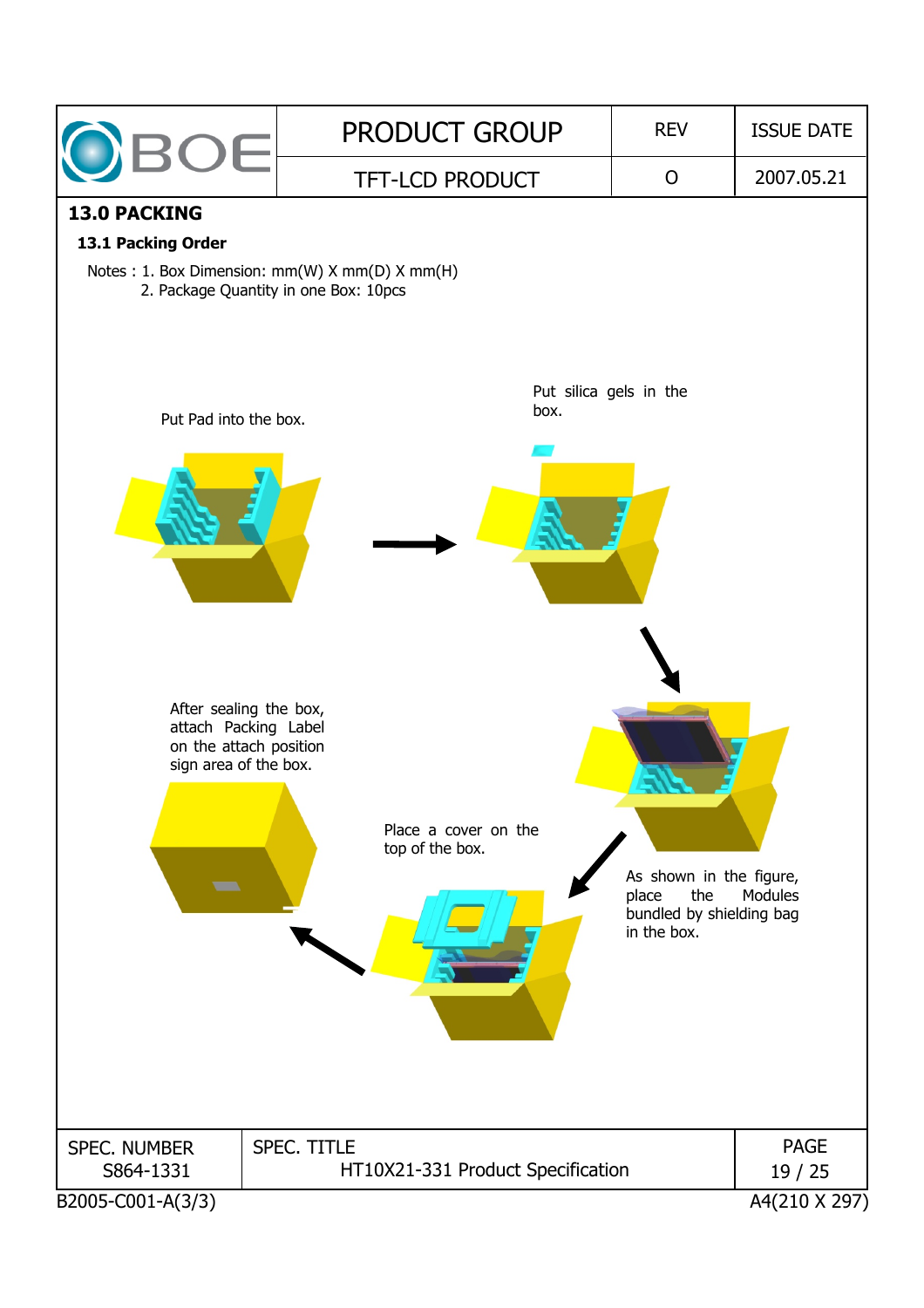## 13.0 PACKING

### 13.1 Packing Order

Notes : 1. Box Dimension: mm(W) X mm(D) X mm(H)
2. Package Quantity in one Box: 10pcs

Put Pad into the box.

Put silica gels in the box.

As shown in the figure, place the Modules bundled by shielding bag in the box.

Place a cover on the top of the box.

After sealing the box, attach Packing Label on the attach position sign area of the box.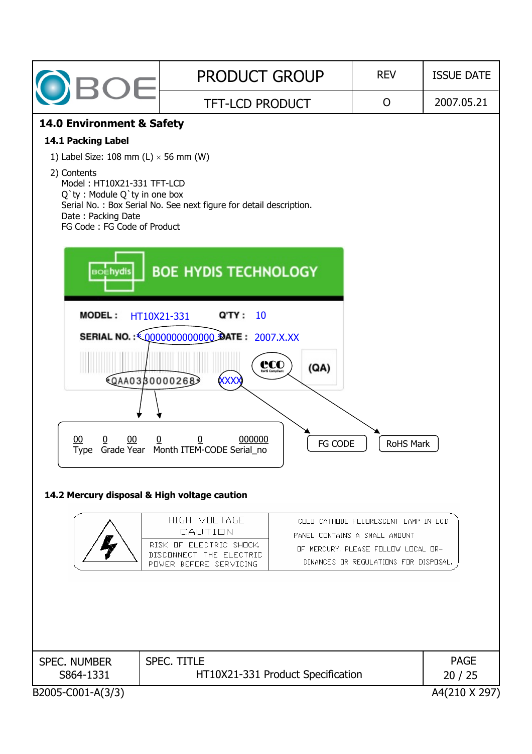## 14.0 Environment & Safety

### 14.1 Packing Label

1) Label Size: 108 mm (L) × 56 mm (W)

2) Contents
   Model : HT10X21-331 TFT-LCD
   Q`ty : Module Q`ty in one box
   Serial No. : Box Serial No. See next figure for detail description.
   Date : Packing Date
   FG Code : FG Code of Product

BOE HYDIS TECHNOLOGY

MODEL : HT10X21-331 Q'TY : 10

SERIAL NO. : *0000000000000* DATE : 2007.X.XX

*QAA0330000268* XXXX (QA)

| 00 | 0 | 00 | 0 | 0 | 000000 |
|---|---|---|---|---|---|
| Type | Grade | Year | Month | ITEM-CODE | Serial_no |

FG CODE

RoHS Mark

### 14.2 Mercury disposal & High voltage caution

| | HIGH VOLTAGE CAUTION | COLD CATHODE FLUORESCENT LAMP IN LCD PANEL CONTAINS A SMALL AMOUNT OF MERCURY. PLEASE FOLLOW LOCAL ORDINANCES OR REGULATIONS FOR DISPOSAL. |
|---|---|---|
| | RISK OF ELECTRIC SHOCK. DISCONNECT THE ELECTRIC POWER BEFORE SERVICING | |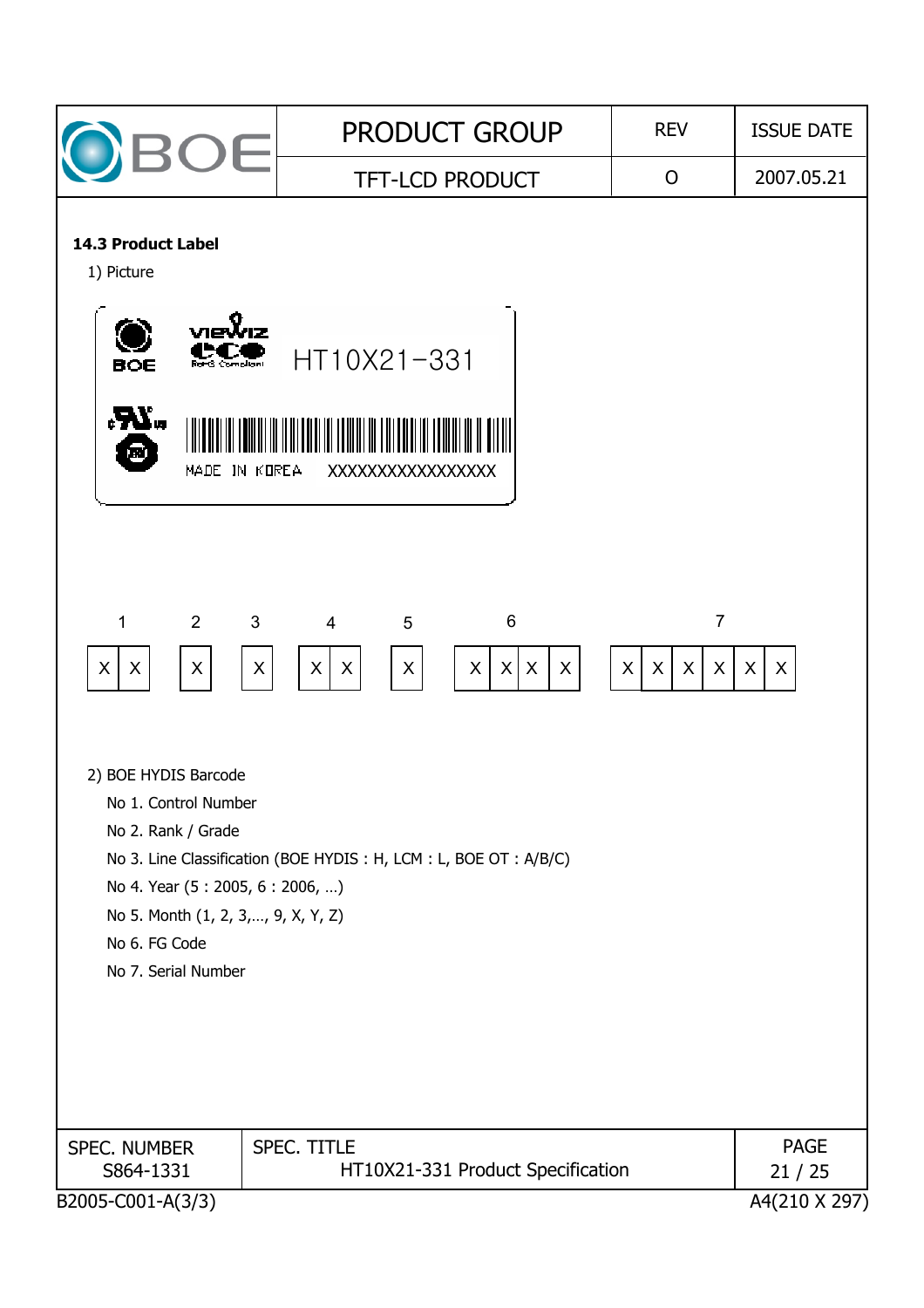### 14.3 Product Label

1) Picture

HT10X21-331

MADE IN KOREA XXXXXXXXXXXXXXXX

| 1 | | 2 | 3 | 4 | | 5 | 6 | | | | 7 | | | | | |
|---|---|---|---|---|---|---|---|---|---|---|---|---|---|---|---|---|
| X | X | X | X | X | X | X | X | X | X | X | X | X | X | X | X | X |

2) BOE HYDIS Barcode

- No 1. Control Number
- No 2. Rank / Grade
- No 3. Line Classification (BOE HYDIS : H, LCM : L, BOE OT : A/B/C)
- No 4. Year (5 : 2005, 6 : 2006, …)
- No 5. Month (1, 2, 3,…, 9, X, Y, Z)
- No 6. FG Code
- No 7. Serial Number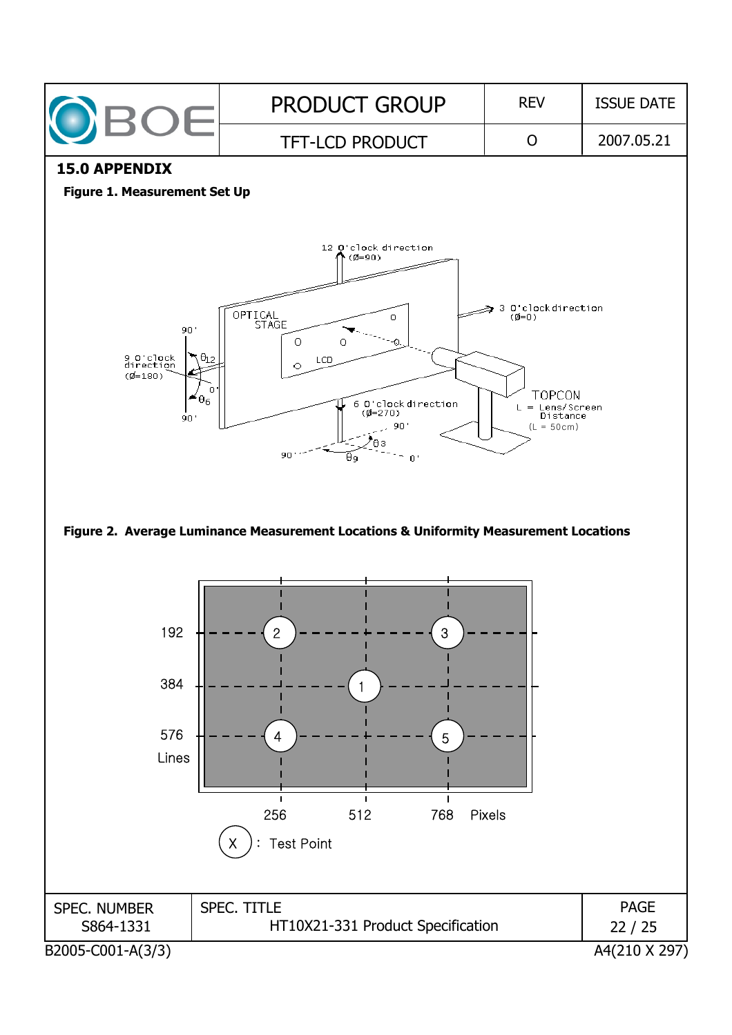## 15.0 APPENDIX

**Figure 1. Measurement Set Up**

**Figure 2. Average Luminance Measurement Locations & Uniformity Measurement Locations**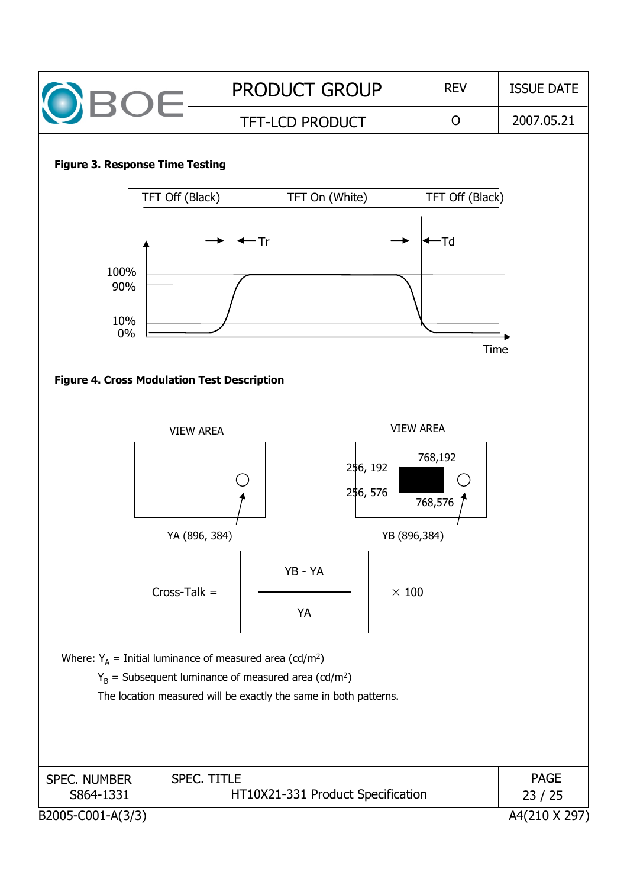**Figure 3. Response Time Testing**

TFT Off (Black) TFT On (White) TFT Off (Black)

Tr Td

100%
90%
10%
0%

Time

**Figure 4. Cross Modulation Test Description**

VIEW AREA

YA (896, 384)

VIEW AREA

256, 192 768,192
256, 576 768,576

YB (896,384)

$$\text{Cross-Talk} = \left| \frac{YB - YA}{YA} \right| \times 100$$

Where: $Y_A$ = Initial luminance of measured area (cd/m$^2$)

$Y_B$ = Subsequent luminance of measured area (cd/m$^2$)

The location measured will be exactly the same in both patterns.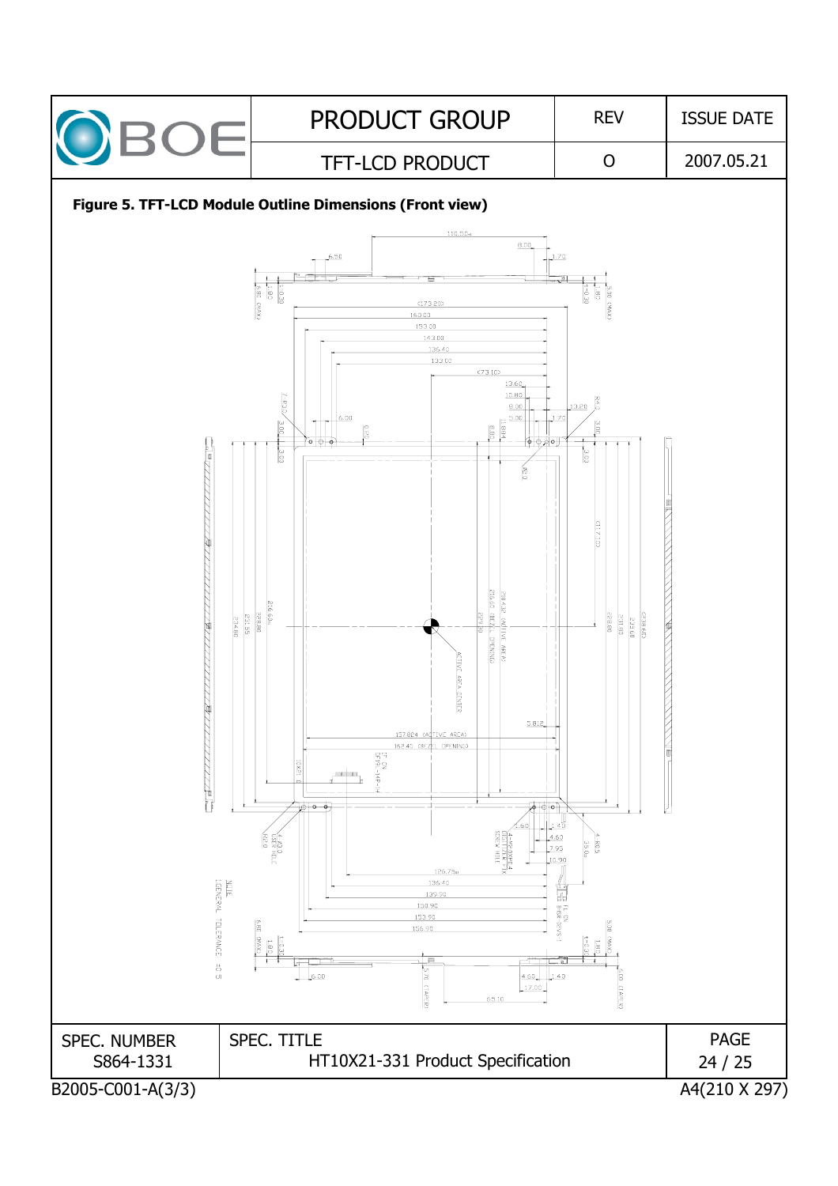**Figure 5. TFT-LCD Module Outline Dimensions (Front view)**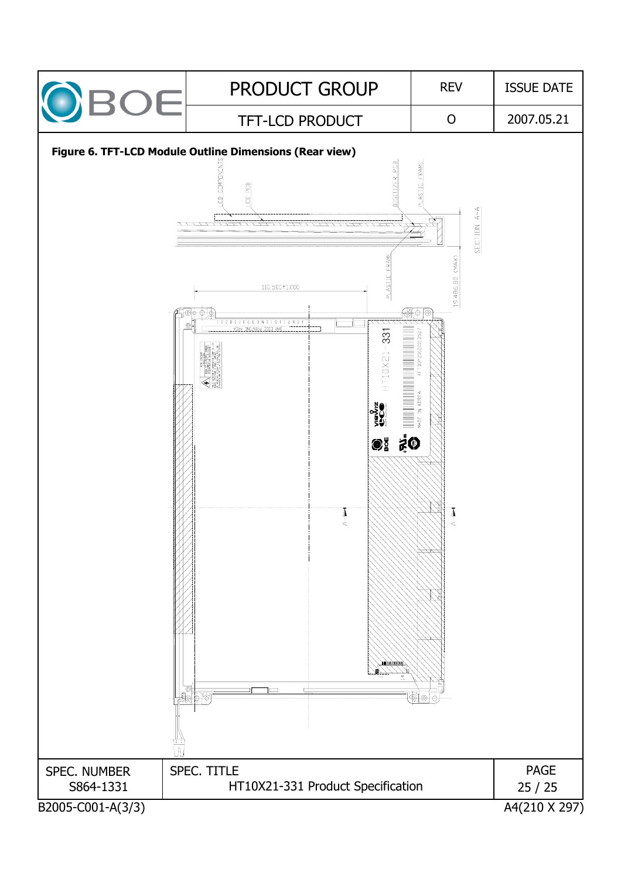**Figure 6. TFT-LCD Module Outline Dimensions (Rear view)**

LCD COMPONENTS

LCD PCB

DIGITIZER PCB

PLASTIC FRAME

SECTION A-A

PLASTIC FRAME

19.486.80 (MAX)

110.500±1.000

HT10X21-331

MADE IN KOREA

A

A